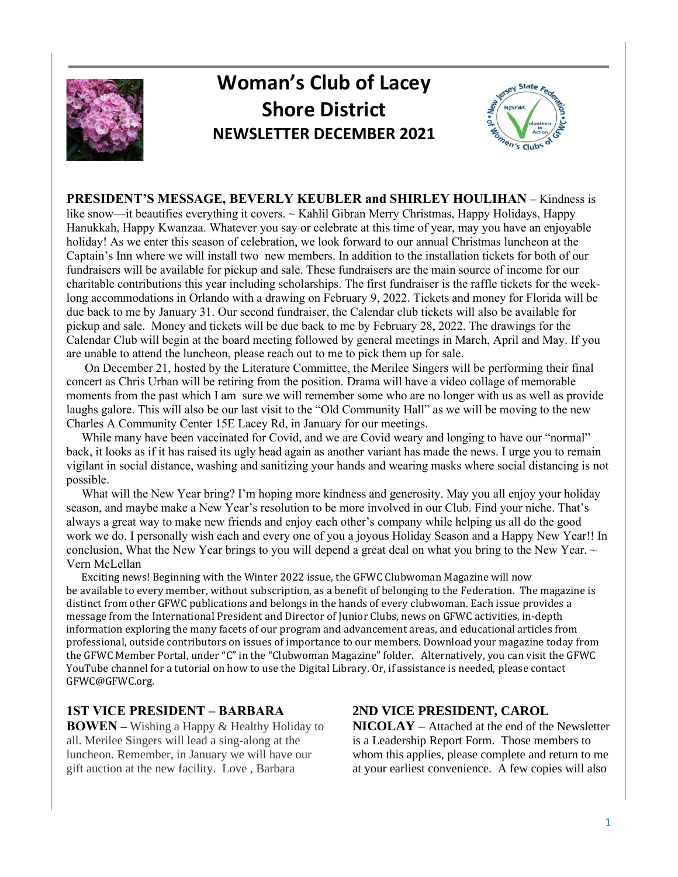# Woman's Club of Lacey Shore District

## NEWSLETTER DECEMBER 2021

**PRESIDENT'S MESSAGE, BEVERLY KEUBLER and SHIRLEY HOULIHAN** – Kindness is like snow—it beautifies everything it covers. ~ Kahlil Gibran Merry Christmas, Happy Holidays, Happy Hanukkah, Happy Kwanzaa. Whatever you say or celebrate at this time of year, may you have an enjoyable holiday! As we enter this season of celebration, we look forward to our annual Christmas luncheon at the Captain's Inn where we will install two new members. In addition to the installation tickets for both of our fundraisers will be available for pickup and sale. These fundraisers are the main source of income for our charitable contributions this year including scholarships. The first fundraiser is the raffle tickets for the week-long accommodations in Orlando with a drawing on February 9, 2022. Tickets and money for Florida will be due back to me by January 31. Our second fundraiser, the Calendar club tickets will also be available for pickup and sale. Money and tickets will be due back to me by February 28, 2022. The drawings for the Calendar Club will begin at the board meeting followed by general meetings in March, April and May. If you are unable to attend the luncheon, please reach out to me to pick them up for sale.

On December 21, hosted by the Literature Committee, the Merilee Singers will be performing their final concert as Chris Urban will be retiring from the position. Drama will have a video collage of memorable moments from the past which I am sure we will remember some who are no longer with us as well as provide laughs galore. This will also be our last visit to the "Old Community Hall" as we will be moving to the new Charles A Community Center 15E Lacey Rd, in January for our meetings.

While many have been vaccinated for Covid, and we are Covid weary and longing to have our "normal" back, it looks as if it has raised its ugly head again as another variant has made the news. I urge you to remain vigilant in social distance, washing and sanitizing your hands and wearing masks where social distancing is not possible.

What will the New Year bring? I'm hoping more kindness and generosity. May you all enjoy your holiday season, and maybe make a New Year's resolution to be more involved in our Club. Find your niche. That's always a great way to make new friends and enjoy each other's company while helping us all do the good work we do. I personally wish each and every one of you a joyous Holiday Season and a Happy New Year!! In conclusion, What the New Year brings to you will depend a great deal on what you bring to the New Year. ~ Vern McLellan

Exciting news! Beginning with the Winter 2022 issue, the GFWC Clubwoman Magazine will now be available to every member, without subscription, as a benefit of belonging to the Federation. The magazine is distinct from other GFWC publications and belongs in the hands of every clubwoman. Each issue provides a message from the International President and Director of Junior Clubs, news on GFWC activities, in-depth information exploring the many facets of our program and advancement areas, and educational articles from professional, outside contributors on issues of importance to our members. Download your magazine today from the GFWC Member Portal, under "C" in the "Clubwoman Magazine" folder. Alternatively, you can visit the GFWC YouTube channel for a tutorial on how to use the Digital Library. Or, if assistance is needed, please contact GFWC@GFWC.org.

**1ST VICE PRESIDENT – BARBARA BOWEN –** Wishing a Happy & Healthy Holiday to all. Merilee Singers will lead a sing-along at the luncheon. Remember, in January we will have our gift auction at the new facility. Love , Barbara

**2ND VICE PRESIDENT, CAROL NICOLAY –** Attached at the end of the Newsletter is a Leadership Report Form. Those members to whom this applies, please complete and return to me at your earliest convenience. A few copies will also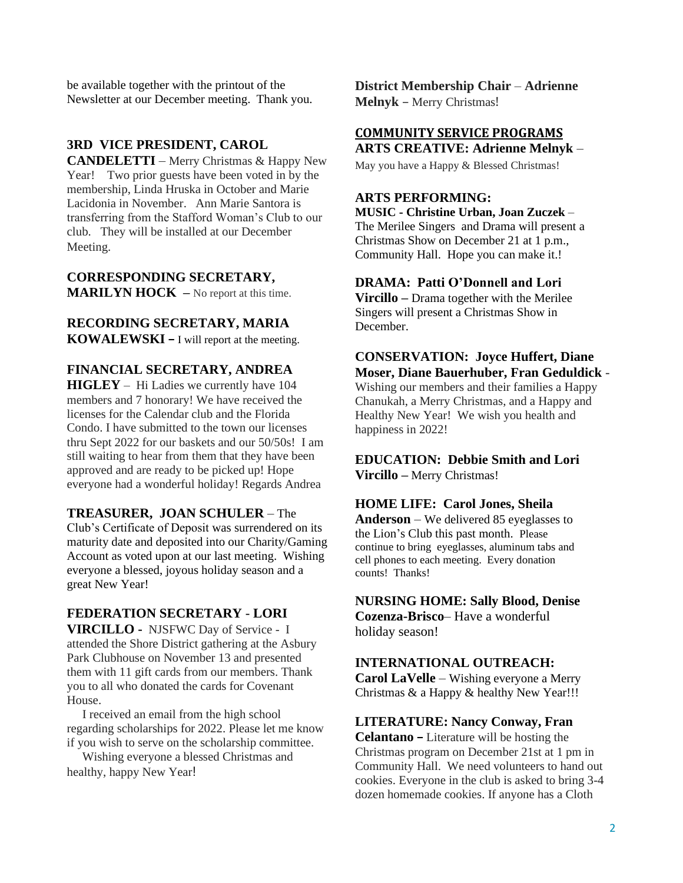be available together with the printout of the Newsletter at our December meeting. Thank you.

**3RD VICE PRESIDENT, CAROL CANDELETTI** – Merry Christmas & Happy New Year! Two prior guests have been voted in by the membership, Linda Hruska in October and Marie Lacidonia in November. Ann Marie Santora is transferring from the Stafford Woman's Club to our club. They will be installed at our December Meeting.

**CORRESPONDING SECRETARY, MARILYN HOCK** – No report at this time.

**RECORDING SECRETARY, MARIA KOWALEWSKI** – I will report at the meeting.

**FINANCIAL SECRETARY, ANDREA HIGLEY** – Hi Ladies we currently have 104 members and 7 honorary! We have received the licenses for the Calendar club and the Florida Condo. I have submitted to the town our licenses thru Sept 2022 for our baskets and our 50/50s! I am still waiting to hear from them that they have been approved and are ready to be picked up! Hope everyone had a wonderful holiday! Regards Andrea

**TREASURER, JOAN SCHULER** – The Club's Certificate of Deposit was surrendered on its maturity date and deposited into our Charity/Gaming Account as voted upon at our last meeting. Wishing everyone a blessed, joyous holiday season and a great New Year!

**FEDERATION SECRETARY - LORI VIRCILLO -** NJSFWC Day of Service - I attended the Shore District gathering at the Asbury Park Clubhouse on November 13 and presented them with 11 gift cards from our members. Thank you to all who donated the cards for Covenant House.

I received an email from the high school regarding scholarships for 2022. Please let me know if you wish to serve on the scholarship committee.

Wishing everyone a blessed Christmas and healthy, happy New Year!

**District Membership Chair** – **Adrienne Melnyk** – Merry Christmas!

## COMMUNITY SERVICE PROGRAMS

**ARTS CREATIVE: Adrienne Melnyk** – May you have a Happy & Blessed Christmas!

**ARTS PERFORMING:**

**MUSIC - Christine Urban, Joan Zuczek** – The Merilee Singers and Drama will present a Christmas Show on December 21 at 1 p.m., Community Hall. Hope you can make it.!

**DRAMA: Patti O'Donnell and Lori Vircillo** – Drama together with the Merilee Singers will present a Christmas Show in December.

**CONSERVATION: Joyce Huffert, Diane Moser, Diane Bauerhuber, Fran Geduldick** - Wishing our members and their families a Happy Chanukah, a Merry Christmas, and a Happy and Healthy New Year! We wish you health and happiness in 2022!

**EDUCATION: Debbie Smith and Lori Vircillo** – Merry Christmas!

**HOME LIFE: Carol Jones, Sheila Anderson** – We delivered 85 eyeglasses to the Lion's Club this past month. Please continue to bring eyeglasses, aluminum tabs and cell phones to each meeting. Every donation counts! Thanks!

**NURSING HOME: Sally Blood, Denise Cozenza-Brisco**– Have a wonderful holiday season!

**INTERNATIONAL OUTREACH: Carol LaVelle** – Wishing everyone a Merry Christmas & a Happy & healthy New Year!!!

**LITERATURE: Nancy Conway, Fran Celantano** – Literature will be hosting the Christmas program on December 21st at 1 pm in Community Hall. We need volunteers to hand out cookies. Everyone in the club is asked to bring 3-4 dozen homemade cookies. If anyone has a Cloth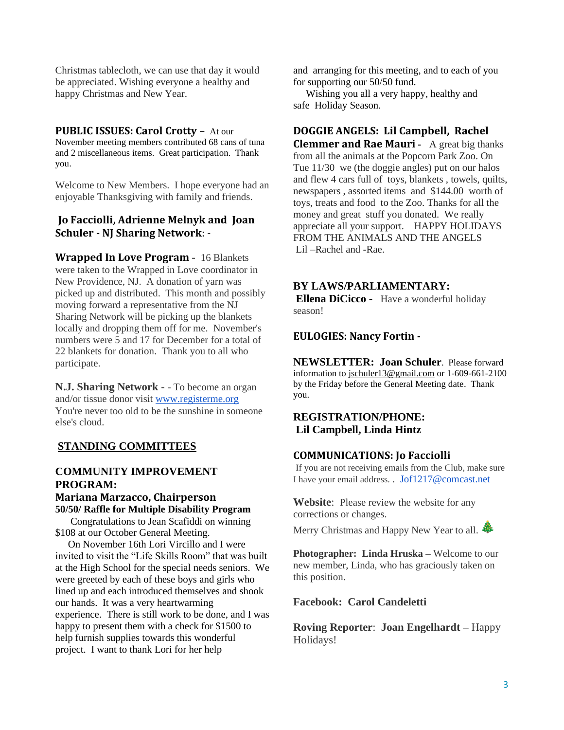Christmas tablecloth, we can use that day it would be appreciated. Wishing everyone a healthy and happy Christmas and New Year.

**PUBLIC ISSUES: Carol Crotty** – At our November meeting members contributed 68 cans of tuna and 2 miscellaneous items. Great participation. Thank you.

Welcome to New Members. I hope everyone had an enjoyable Thanksgiving with family and friends.

**Jo Facciolli, Adrienne Melnyk and Joan Schuler - NJ Sharing Network**: -

**Wrapped In Love Program** - 16 Blankets were taken to the Wrapped in Love coordinator in New Providence, NJ. A donation of yarn was picked up and distributed. This month and possibly moving forward a representative from the NJ Sharing Network will be picking up the blankets locally and dropping them off for me. November's numbers were 5 and 17 for December for a total of 22 blankets for donation. Thank you to all who participate.

**N.J. Sharing Network** - - To become an organ and/or tissue donor visit www.registerme.org
You're never too old to be the sunshine in someone else's cloud.

## STANDING COMMITTEES

### COMMUNITY IMPROVEMENT PROGRAM:

**Mariana Marzacco, Chairperson**

**50/50/ Raffle for Multiple Disability Program**

Congratulations to Jean Scafiddi on winning $108 at our October General Meeting.

On November 16th Lori Vircillo and I were invited to visit the "Life Skills Room" that was built at the High School for the special needs seniors. We were greeted by each of these boys and girls who lined up and each introduced themselves and shook our hands. It was a very heartwarming experience. There is still work to be done, and I was happy to present them with a check for $1500 to help furnish supplies towards this wonderful project. I want to thank Lori for her help and arranging for this meeting, and to each of you for supporting our 50/50 fund.

Wishing you all a very happy, healthy and safe Holiday Season.

**DOGGIE ANGELS: Lil Campbell, Rachel Clemmer and Rae Mauri** - A great big thanks from all the animals at the Popcorn Park Zoo. On Tue 11/30 we (the doggie angles) put on our halos and flew 4 cars full of toys, blankets , towels, quilts, newspapers , assorted items and $144.00 worth of toys, treats and food to the Zoo. Thanks for all the money and great stuff you donated. We really appreciate all your support. HAPPY HOLIDAYS FROM THE ANIMALS AND THE ANGELS
Lil –Rachel and -Rae.

**BY LAWS/PARLIAMENTARY:**
**Ellena DiCicco** - Have a wonderful holiday season!

**EULOGIES: Nancy Fortin** -

**NEWSLETTER: Joan Schuler**. Please forward information to jschuler13@gmail.com or 1-609-661-2100 by the Friday before the General Meeting date. Thank you.

**REGISTRATION/PHONE:**
**Lil Campbell, Linda Hintz**

**COMMUNICATIONS: Jo Facciolli**
If you are not receiving emails from the Club, make sure I have your email address. . Jof1217@comcast.net

**Website**: Please review the website for any corrections or changes.

Merry Christmas and Happy New Year to all. 🎄

**Photographer: Linda Hruska** – Welcome to our new member, Linda, who has graciously taken on this position.

**Facebook: Carol Candeletti**

**Roving Reporter**: **Joan Engelhardt** – Happy Holidays!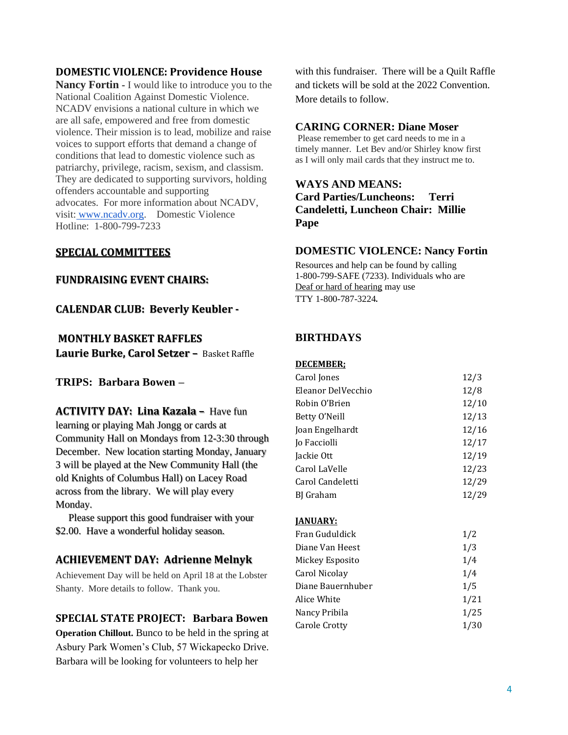## DOMESTIC VIOLENCE: Providence House

**Nancy Fortin** - I would like to introduce you to the National Coalition Against Domestic Violence. NCADV envisions a national culture in which we are all safe, empowered and free from domestic violence. Their mission is to lead, mobilize and raise voices to support efforts that demand a change of conditions that lead to domestic violence such as patriarchy, privilege, racism, sexism, and classism. They are dedicated to supporting survivors, holding offenders accountable and supporting advocates. For more information about NCADV, visit: www.ncadv.org. Domestic Violence Hotline: 1-800-799-7233

## SPECIAL COMMITTEES

### FUNDRAISING EVENT CHAIRS:

### CALENDAR CLUB: Beverly Keubler -

### MONTHLY BASKET RAFFLES

**Laurie Burke, Carol Setzer –** Basket Raffle

### TRIPS: Barbara Bowen –

### ACTIVITY DAY: Lina Kazala – 

Have fun learning or playing Mah Jongg or cards at Community Hall on Mondays from 12-3:30 through December. New location starting Monday, January 3 will be played at the New Community Hall (the old Knights of Columbus Hall) on Lacey Road across from the library. We will play every Monday.

Please support this good fundraiser with your $2.00. Have a wonderful holiday season.

### ACHIEVEMENT DAY: Adrienne Melnyk

Achievement Day will be held on April 18 at the Lobster Shanty. More details to follow. Thank you.

### SPECIAL STATE PROJECT: Barbara Bowen

**Operation Chillout.** Bunco to be held in the spring at Asbury Park Women's Club, 57 Wickapecko Drive. Barbara will be looking for volunteers to help her with this fundraiser. There will be a Quilt Raffle and tickets will be sold at the 2022 Convention. More details to follow.

### CARING CORNER: Diane Moser

Please remember to get card needs to me in a timely manner. Let Bev and/or Shirley know first as I will only mail cards that they instruct me to.

### WAYS AND MEANS: Card Parties/Luncheons: Terri Candeletti, Luncheon Chair: Millie Pape

### DOMESTIC VIOLENCE: Nancy Fortin

Resources and help can be found by calling 1-800-799-SAFE (7233). Individuals who are Deaf or hard of hearing may use TTY 1-800-787-3224.

## BIRTHDAYS

**DECEMBER;**

| | |
|---|---|
| Carol Jones | 12/3 |
| Eleanor DelVecchio | 12/8 |
| Robin O'Brien | 12/10 |
| Betty O'Neill | 12/13 |
| Joan Engelhardt | 12/16 |
| Jo Facciolli | 12/17 |
| Jackie Ott | 12/19 |
| Carol LaVelle | 12/23 |
| Carol Candeletti | 12/29 |
| BJ Graham | 12/29 |

**JANUARY:**

| | |
|---|---|
| Fran Guduldick | 1/2 |
| Diane Van Heest | 1/3 |
| Mickey Esposito | 1/4 |
| Carol Nicolay | 1/4 |
| Diane Bauernhuber | 1/5 |
| Alice White | 1/21 |
| Nancy Pribila | 1/25 |
| Carole Crotty | 1/30 |